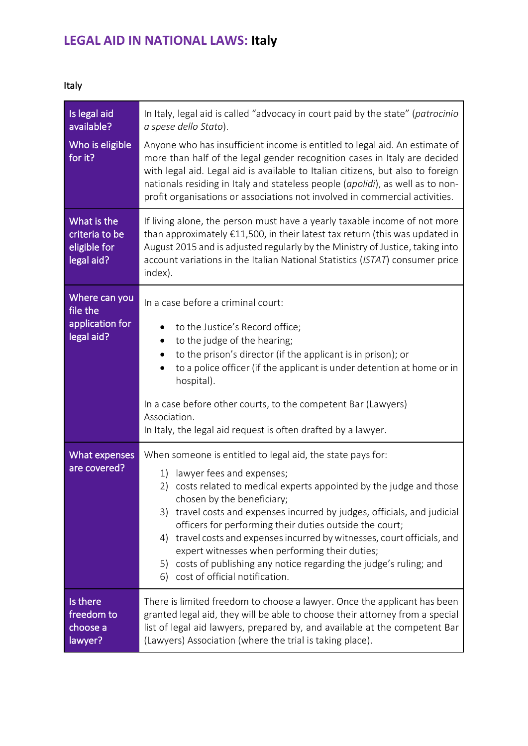# LEGAL AID IN NATIONAL LAWS: **Italy**

Italy

| | |
|---|---|
| **Is legal aid available?** | In Italy, legal aid is called "advocacy in court paid by the state" (*patrocinio a spese dello Stato*). |
| **Who is eligible for it?** | Anyone who has insufficient income is entitled to legal aid. An estimate of more than half of the legal gender recognition cases in Italy are decided with legal aid. Legal aid is available to Italian citizens, but also to foreign nationals residing in Italy and stateless people (*apolidi*), as well as to non-profit organisations or associations not involved in commercial activities. |
| **What is the criteria to be eligible for legal aid?** | If living alone, the person must have a yearly taxable income of not more than approximately €11,500, in their latest tax return (this was updated in August 2015 and is adjusted regularly by the Ministry of Justice, taking into account variations in the Italian National Statistics (*ISTAT*) consumer price index). |
| **Where can you file the application for legal aid?** | In a case before a criminal court:<br>• to the Justice's Record office;<br>• to the judge of the hearing;<br>• to the prison's director (if the applicant is in prison); or<br>• to a police officer (if the applicant is under detention at home or in hospital).<br><br>In a case before other courts, to the competent Bar (Lawyers) Association.<br>In Italy, the legal aid request is often drafted by a lawyer. |
| **What expenses are covered?** | When someone is entitled to legal aid, the state pays for:<br>1) lawyer fees and expenses;<br>2) costs related to medical experts appointed by the judge and those chosen by the beneficiary;<br>3) travel costs and expenses incurred by judges, officials, and judicial officers for performing their duties outside the court;<br>4) travel costs and expenses incurred by witnesses, court officials, and expert witnesses when performing their duties;<br>5) costs of publishing any notice regarding the judge's ruling; and<br>6) cost of official notification. |
| **Is there freedom to choose a lawyer?** | There is limited freedom to choose a lawyer. Once the applicant has been granted legal aid, they will be able to choose their attorney from a special list of legal aid lawyers, prepared by, and available at the competent Bar (Lawyers) Association (where the trial is taking place). |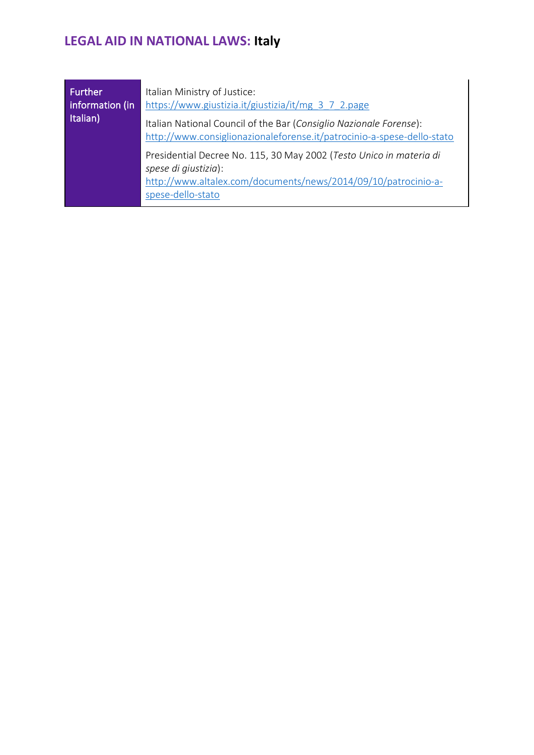| | |
|---|---|
| Further information (in Italian) | Italian Ministry of Justice: https://www.giustizia.it/giustizia/it/mg_3_7_2.page<br><br>Italian National Council of the Bar (*Consiglio Nazionale Forense*): http://www.consiglionazionaleforense.it/patrocinio-a-spese-dello-stato<br><br>Presidential Decree No. 115, 30 May 2002 (*Testo Unico in materia di spese di giustizia*): http://www.altalex.com/documents/news/2014/09/10/patrocinio-a-spese-dello-stato |